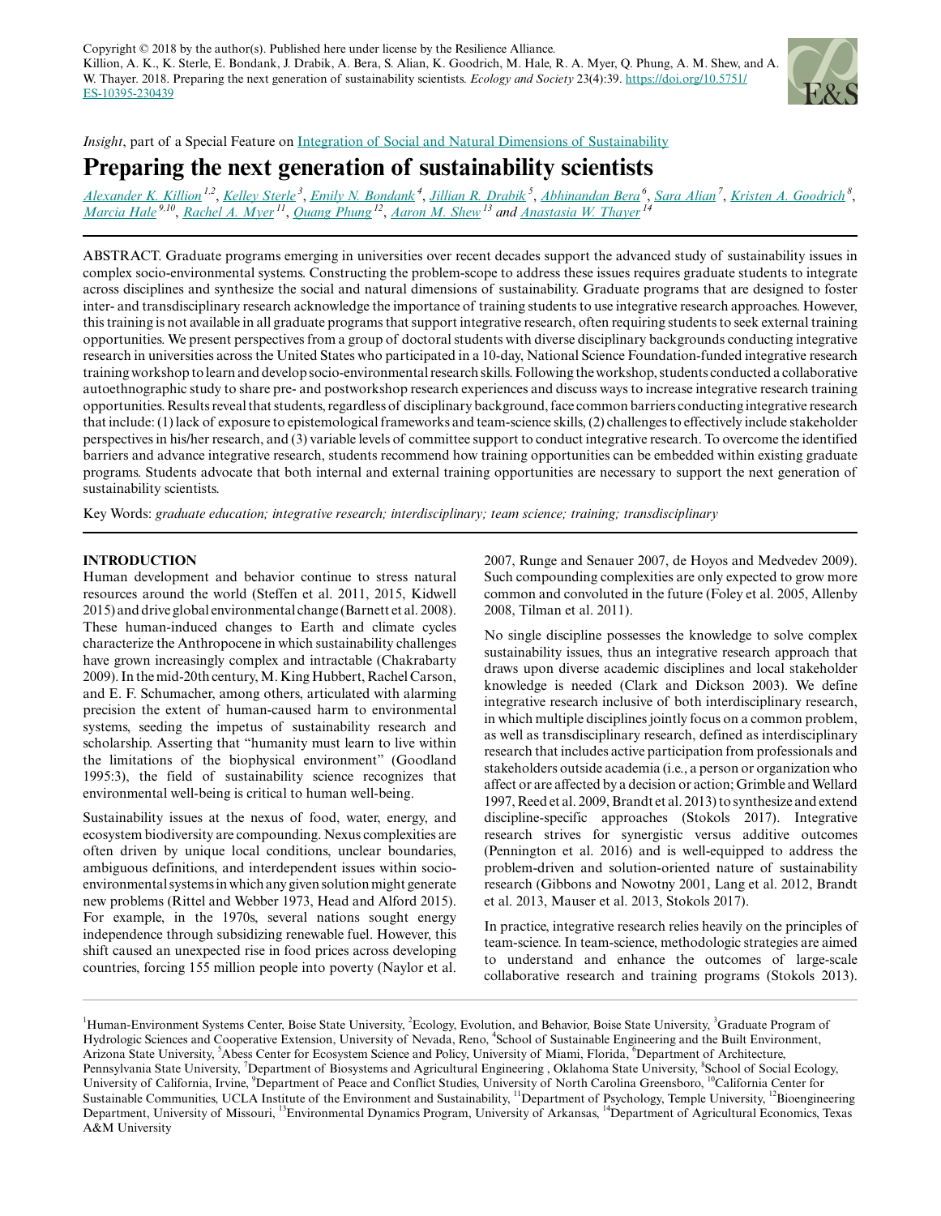Copyright © 2018 by the author(s). Published here under license by the Resilience Alliance.
Killion, A. K., K. Sterle, E. Bondank, J. Drabik, A. Bera, S. Alian, K. Goodrich, M. Hale, R. A. Myer, Q. Phung, A. M. Shew, and A. W. Thayer. 2018. Preparing the next generation of sustainability scientists. *Ecology and Society* 23(4):39. https://doi.org/10.5751/ES-10395-230439

*Insight*, part of a Special Feature on Integration of Social and Natural Dimensions of Sustainability

# Preparing the next generation of sustainability scientists

*Alexander K. Killion* [1,2], *Kelley Sterle* [3], *Emily N. Bondank* [4], *Jillian R. Drabik* [5], *Abhinandan Bera* [6], *Sara Alian* [7], *Kristen A. Goodrich* [8], *Marcia Hale* [9,10], *Rachel A. Myer* [11], *Quang Phung* [12], *Aaron M. Shew* [13] and *Anastasia W. Thayer* [14]

ABSTRACT. Graduate programs emerging in universities over recent decades support the advanced study of sustainability issues in complex socio-environmental systems. Constructing the problem-scope to address these issues requires graduate students to integrate across disciplines and synthesize the social and natural dimensions of sustainability. Graduate programs that are designed to foster inter- and transdisciplinary research acknowledge the importance of training students to use integrative research approaches. However, this training is not available in all graduate programs that support integrative research, often requiring students to seek external training opportunities. We present perspectives from a group of doctoral students with diverse disciplinary backgrounds conducting integrative research in universities across the United States who participated in a 10-day, National Science Foundation-funded integrative research training workshop to learn and develop socio-environmental research skills. Following the workshop, students conducted a collaborative autoethnographic study to share pre- and postworkshop research experiences and discuss ways to increase integrative research training opportunities. Results reveal that students, regardless of disciplinary background, face common barriers conducting integrative research that include: (1) lack of exposure to epistemological frameworks and team-science skills, (2) challenges to effectively include stakeholder perspectives in his/her research, and (3) variable levels of committee support to conduct integrative research. To overcome the identified barriers and advance integrative research, students recommend how training opportunities can be embedded within existing graduate programs. Students advocate that both internal and external training opportunities are necessary to support the next generation of sustainability scientists.

Key Words: *graduate education; integrative research; interdisciplinary; team science; training; transdisciplinary*

## INTRODUCTION

Human development and behavior continue to stress natural resources around the world (Steffen et al. 2011, 2015, Kidwell 2015) and drive global environmental change (Barnett et al. 2008). These human-induced changes to Earth and climate cycles characterize the Anthropocene in which sustainability challenges have grown increasingly complex and intractable (Chakrabarty 2009). In the mid-20th century, M. King Hubbert, Rachel Carson, and E. F. Schumacher, among others, articulated with alarming precision the extent of human-caused harm to environmental systems, seeding the impetus of sustainability research and scholarship. Asserting that "humanity must learn to live within the limitations of the biophysical environment" (Goodland 1995:3), the field of sustainability science recognizes that environmental well-being is critical to human well-being.

Sustainability issues at the nexus of food, water, energy, and ecosystem biodiversity are compounding. Nexus complexities are often driven by unique local conditions, unclear boundaries, ambiguous definitions, and interdependent issues within socio-environmental systems in which any given solution might generate new problems (Rittel and Webber 1973, Head and Alford 2015). For example, in the 1970s, several nations sought energy independence through subsidizing renewable fuel. However, this shift caused an unexpected rise in food prices across developing countries, forcing 155 million people into poverty (Naylor et al. 2007, Runge and Senauer 2007, de Hoyos and Medvedev 2009). Such compounding complexities are only expected to grow more common and convoluted in the future (Foley et al. 2005, Allenby 2008, Tilman et al. 2011).

No single discipline possesses the knowledge to solve complex sustainability issues, thus an integrative research approach that draws upon diverse academic disciplines and local stakeholder knowledge is needed (Clark and Dickson 2003). We define integrative research inclusive of both interdisciplinary research, in which multiple disciplines jointly focus on a common problem, as well as transdisciplinary research, defined as interdisciplinary research that includes active participation from professionals and stakeholders outside academia (i.e., a person or organization who affect or are affected by a decision or action; Grimble and Wellard 1997, Reed et al. 2009, Brandt et al. 2013) to synthesize and extend discipline-specific approaches (Stokols 2017). Integrative research strives for synergistic versus additive outcomes (Pennington et al. 2016) and is well-equipped to address the problem-driven and solution-oriented nature of sustainability research (Gibbons and Nowotny 2001, Lang et al. 2012, Brandt et al. 2013, Mauser et al. 2013, Stokols 2017).

In practice, integrative research relies heavily on the principles of team-science. In team-science, methodologic strategies are aimed to understand and enhance the outcomes of large-scale collaborative research and training programs (Stokols 2013).

[1] Human-Environment Systems Center, Boise State University, [2] Ecology, Evolution, and Behavior, Boise State University, [3] Graduate Program of Hydrologic Sciences and Cooperative Extension, University of Nevada, Reno, [4] School of Sustainable Engineering and the Built Environment, Arizona State University, [5] Abess Center for Ecosystem Science and Policy, University of Miami, Florida, [6] Department of Architecture, Pennsylvania State University, [7] Department of Biosystems and Agricultural Engineering , Oklahoma State University, [8] School of Social Ecology, University of California, Irvine, [9] Department of Peace and Conflict Studies, University of North Carolina Greensboro, [10] California Center for Sustainable Communities, UCLA Institute of the Environment and Sustainability, [11] Department of Psychology, Temple University, [12] Bioengineering Department, University of Missouri, [13] Environmental Dynamics Program, University of Arkansas, [14] Department of Agricultural Economics, Texas A&M University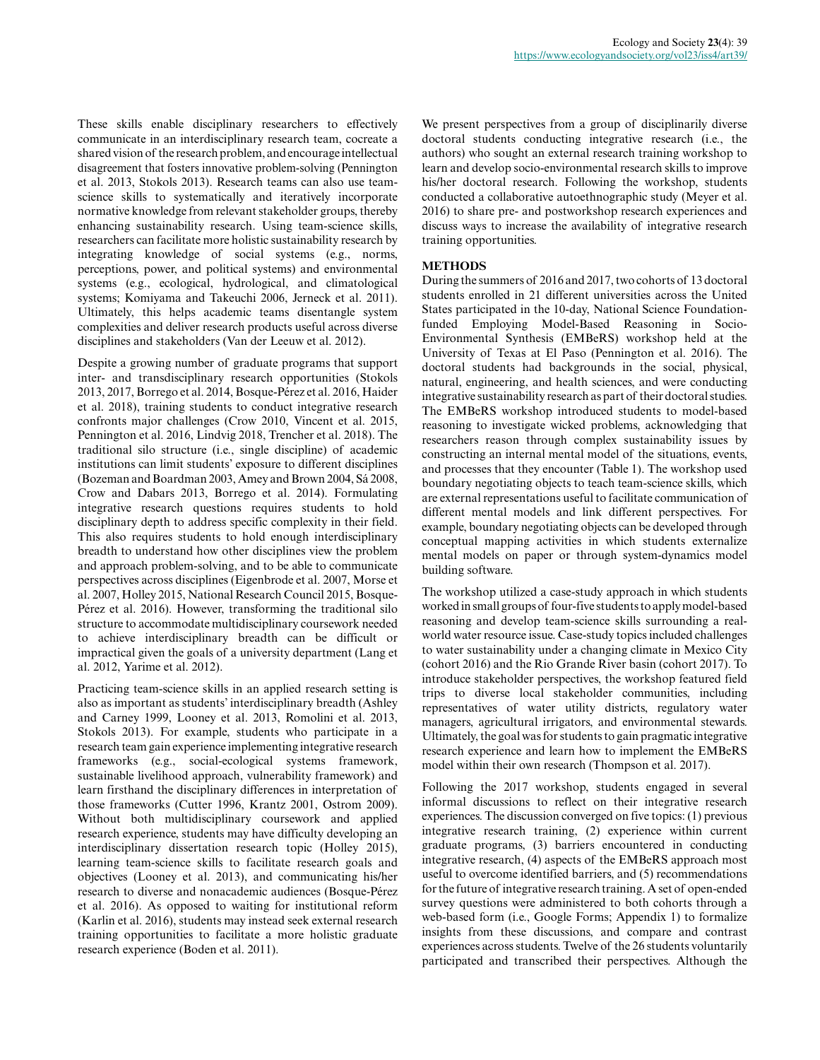These skills enable disciplinary researchers to effectively communicate in an interdisciplinary research team, cocreate a shared vision of the research problem, and encourage intellectual disagreement that fosters innovative problem-solving (Pennington et al. 2013, Stokols 2013). Research teams can also use team-science skills to systematically and iteratively incorporate normative knowledge from relevant stakeholder groups, thereby enhancing sustainability research. Using team-science skills, researchers can facilitate more holistic sustainability research by integrating knowledge of social systems (e.g., norms, perceptions, power, and political systems) and environmental systems (e.g., ecological, hydrological, and climatological systems; Komiyama and Takeuchi 2006, Jerneck et al. 2011). Ultimately, this helps academic teams disentangle system complexities and deliver research products useful across diverse disciplines and stakeholders (Van der Leeuw et al. 2012).

Despite a growing number of graduate programs that support inter- and transdisciplinary research opportunities (Stokols 2013, 2017, Borrego et al. 2014, Bosque-Pérez et al. 2016, Haider et al. 2018), training students to conduct integrative research confronts major challenges (Crow 2010, Vincent et al. 2015, Pennington et al. 2016, Lindvig 2018, Trencher et al. 2018). The traditional silo structure (i.e., single discipline) of academic institutions can limit students' exposure to different disciplines (Bozeman and Boardman 2003, Amey and Brown 2004, Sá 2008, Crow and Dabars 2013, Borrego et al. 2014). Formulating integrative research questions requires students to hold disciplinary depth to address specific complexity in their field. This also requires students to hold enough interdisciplinary breadth to understand how other disciplines view the problem and approach problem-solving, and to be able to communicate perspectives across disciplines (Eigenbrode et al. 2007, Morse et al. 2007, Holley 2015, National Research Council 2015, Bosque-Pérez et al. 2016). However, transforming the traditional silo structure to accommodate multidisciplinary coursework needed to achieve interdisciplinary breadth can be difficult or impractical given the goals of a university department (Lang et al. 2012, Yarime et al. 2012).

Practicing team-science skills in an applied research setting is also as important as students' interdisciplinary breadth (Ashley and Carney 1999, Looney et al. 2013, Romolini et al. 2013, Stokols 2013). For example, students who participate in a research team gain experience implementing integrative research frameworks (e.g., social-ecological systems framework, sustainable livelihood approach, vulnerability framework) and learn firsthand the disciplinary differences in interpretation of those frameworks (Cutter 1996, Krantz 2001, Ostrom 2009). Without both multidisciplinary coursework and applied research experience, students may have difficulty developing an interdisciplinary dissertation research topic (Holley 2015), learning team-science skills to facilitate research goals and objectives (Looney et al. 2013), and communicating his/her research to diverse and nonacademic audiences (Bosque-Pérez et al. 2016). As opposed to waiting for institutional reform (Karlin et al. 2016), students may instead seek external research training opportunities to facilitate a more holistic graduate research experience (Boden et al. 2011).

We present perspectives from a group of disciplinarily diverse doctoral students conducting integrative research (i.e., the authors) who sought an external research training workshop to learn and develop socio-environmental research skills to improve his/her doctoral research. Following the workshop, students conducted a collaborative autoethnographic study (Meyer et al. 2016) to share pre- and postworkshop research experiences and discuss ways to increase the availability of integrative research training opportunities.

## METHODS

During the summers of 2016 and 2017, two cohorts of 13 doctoral students enrolled in 21 different universities across the United States participated in the 10-day, National Science Foundation-funded Employing Model-Based Reasoning in Socio-Environmental Synthesis (EMBeRS) workshop held at the University of Texas at El Paso (Pennington et al. 2016). The doctoral students had backgrounds in the social, physical, natural, engineering, and health sciences, and were conducting integrative sustainability research as part of their doctoral studies. The EMBeRS workshop introduced students to model-based reasoning to investigate wicked problems, acknowledging that researchers reason through complex sustainability issues by constructing an internal mental model of the situations, events, and processes that they encounter (Table 1). The workshop used boundary negotiating objects to teach team-science skills, which are external representations useful to facilitate communication of different mental models and link different perspectives. For example, boundary negotiating objects can be developed through conceptual mapping activities in which students externalize mental models on paper or through system-dynamics model building software.

The workshop utilized a case-study approach in which students worked in small groups of four-five students to apply model-based reasoning and develop team-science skills surrounding a real-world water resource issue. Case-study topics included challenges to water sustainability under a changing climate in Mexico City (cohort 2016) and the Rio Grande River basin (cohort 2017). To introduce stakeholder perspectives, the workshop featured field trips to diverse local stakeholder communities, including representatives of water utility districts, regulatory water managers, agricultural irrigators, and environmental stewards. Ultimately, the goal was for students to gain pragmatic integrative research experience and learn how to implement the EMBeRS model within their own research (Thompson et al. 2017).

Following the 2017 workshop, students engaged in several informal discussions to reflect on their integrative research experiences. The discussion converged on five topics: (1) previous integrative research training, (2) experience within current graduate programs, (3) barriers encountered in conducting integrative research, (4) aspects of the EMBeRS approach most useful to overcome identified barriers, and (5) recommendations for the future of integrative research training. A set of open-ended survey questions were administered to both cohorts through a web-based form (i.e., Google Forms; Appendix 1) to formalize insights from these discussions, and compare and contrast experiences across students. Twelve of the 26 students voluntarily participated and transcribed their perspectives. Although the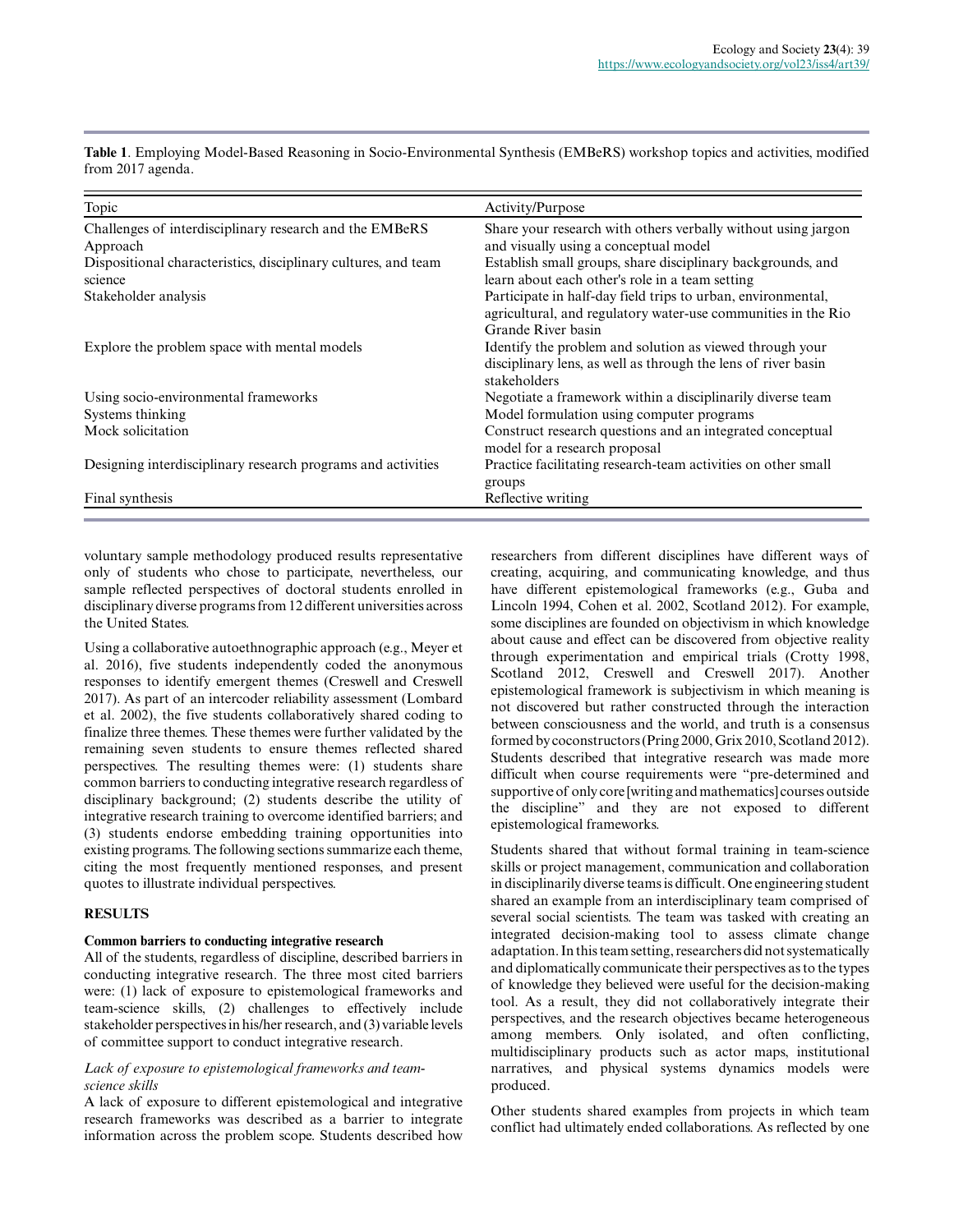**Table 1**. Employing Model-Based Reasoning in Socio-Environmental Synthesis (EMBeRS) workshop topics and activities, modified from 2017 agenda.

| Topic | Activity/Purpose |
| --- | --- |
| Challenges of interdisciplinary research and the EMBeRS Approach | Share your research with others verbally without using jargon and visually using a conceptual model |
| Dispositional characteristics, disciplinary cultures, and team science | Establish small groups, share disciplinary backgrounds, and learn about each other's role in a team setting |
| Stakeholder analysis | Participate in half-day field trips to urban, environmental, agricultural, and regulatory water-use communities in the Rio Grande River basin |
| Explore the problem space with mental models | Identify the problem and solution as viewed through your disciplinary lens, as well as through the lens of river basin stakeholders |
| Using socio-environmental frameworks | Negotiate a framework within a disciplinarily diverse team |
| Systems thinking | Model formulation using computer programs |
| Mock solicitation | Construct research questions and an integrated conceptual model for a research proposal |
| Designing interdisciplinary research programs and activities | Practice facilitating research-team activities on other small groups |
| Final synthesis | Reflective writing |

voluntary sample methodology produced results representative only of students who chose to participate, nevertheless, our sample reflected perspectives of doctoral students enrolled in disciplinary diverse programs from 12 different universities across the United States.

Using a collaborative autoethnographic approach (e.g., Meyer et al. 2016), five students independently coded the anonymous responses to identify emergent themes (Creswell and Creswell 2017). As part of an intercoder reliability assessment (Lombard et al. 2002), the five students collaboratively shared coding to finalize three themes. These themes were further validated by the remaining seven students to ensure themes reflected shared perspectives. The resulting themes were: (1) students share common barriers to conducting integrative research regardless of disciplinary background; (2) students describe the utility of integrative research training to overcome identified barriers; and (3) students endorse embedding training opportunities into existing programs. The following sections summarize each theme, citing the most frequently mentioned responses, and present quotes to illustrate individual perspectives.

## RESULTS

### Common barriers to conducting integrative research

All of the students, regardless of discipline, described barriers in conducting integrative research. The three most cited barriers were: (1) lack of exposure to epistemological frameworks and team-science skills, (2) challenges to effectively include stakeholder perspectives in his/her research, and (3) variable levels of committee support to conduct integrative research.

#### *Lack of exposure to epistemological frameworks and team-science skills*

A lack of exposure to different epistemological and integrative research frameworks was described as a barrier to integrate information across the problem scope. Students described how researchers from different disciplines have different ways of creating, acquiring, and communicating knowledge, and thus have different epistemological frameworks (e.g., Guba and Lincoln 1994, Cohen et al. 2002, Scotland 2012). For example, some disciplines are founded on objectivism in which knowledge about cause and effect can be discovered from objective reality through experimentation and empirical trials (Crotty 1998, Scotland 2012, Creswell and Creswell 2017). Another epistemological framework is subjectivism in which meaning is not discovered but rather constructed through the interaction between consciousness and the world, and truth is a consensus formed by coconstructors (Pring 2000, Grix 2010, Scotland 2012). Students described that integrative research was made more difficult when course requirements were "pre-determined and supportive of only core [writing and mathematics] courses outside the discipline" and they are not exposed to different epistemological frameworks.

Students shared that without formal training in team-science skills or project management, communication and collaboration in disciplinarily diverse teams is difficult. One engineering student shared an example from an interdisciplinary team comprised of several social scientists. The team was tasked with creating an integrated decision-making tool to assess climate change adaptation. In this team setting, researchers did not systematically and diplomatically communicate their perspectives as to the types of knowledge they believed were useful for the decision-making tool. As a result, they did not collaboratively integrate their perspectives, and the research objectives became heterogeneous among members. Only isolated, and often conflicting, multidisciplinary products such as actor maps, institutional narratives, and physical systems dynamics models were produced.

Other students shared examples from projects in which team conflict had ultimately ended collaborations. As reflected by one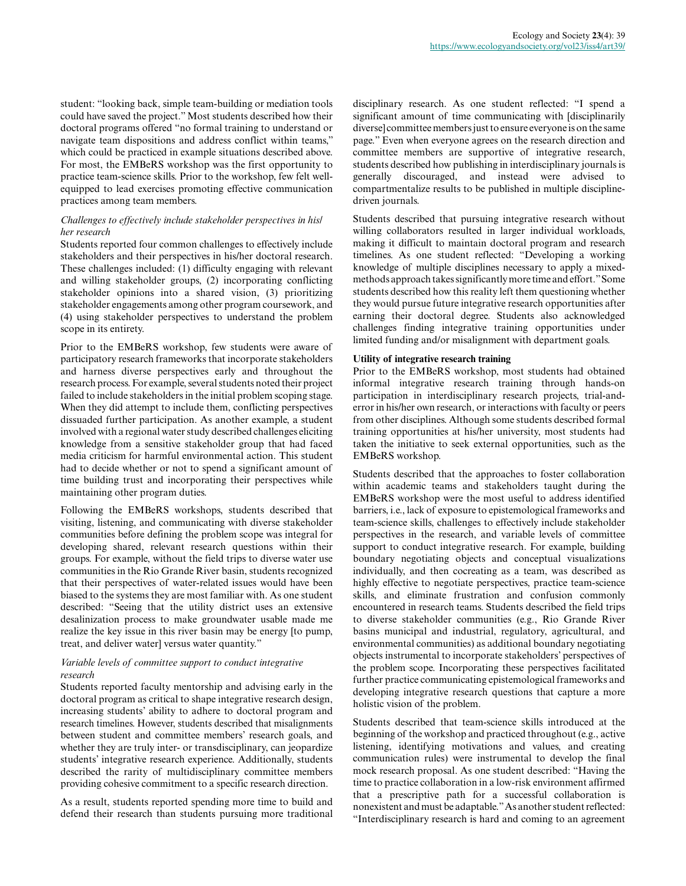student: "looking back, simple team-building or mediation tools could have saved the project." Most students described how their doctoral programs offered "no formal training to understand or navigate team dispositions and address conflict within teams," which could be practiced in example situations described above. For most, the EMBeRS workshop was the first opportunity to practice team-science skills. Prior to the workshop, few felt well-equipped to lead exercises promoting effective communication practices among team members.

#### *Challenges to effectively include stakeholder perspectives in his/her research*

Students reported four common challenges to effectively include stakeholders and their perspectives in his/her doctoral research. These challenges included: (1) difficulty engaging with relevant and willing stakeholder groups, (2) incorporating conflicting stakeholder opinions into a shared vision, (3) prioritizing stakeholder engagements among other program coursework, and (4) using stakeholder perspectives to understand the problem scope in its entirety.

Prior to the EMBeRS workshop, few students were aware of participatory research frameworks that incorporate stakeholders and harness diverse perspectives early and throughout the research process. For example, several students noted their project failed to include stakeholders in the initial problem scoping stage. When they did attempt to include them, conflicting perspectives dissuaded further participation. As another example, a student involved with a regional water study described challenges eliciting knowledge from a sensitive stakeholder group that had faced media criticism for harmful environmental action. This student had to decide whether or not to spend a significant amount of time building trust and incorporating their perspectives while maintaining other program duties.

Following the EMBeRS workshops, students described that visiting, listening, and communicating with diverse stakeholder communities before defining the problem scope was integral for developing shared, relevant research questions within their groups. For example, without the field trips to diverse water use communities in the Rio Grande River basin, students recognized that their perspectives of water-related issues would have been biased to the systems they are most familiar with. As one student described: "Seeing that the utility district uses an extensive desalinization process to make groundwater usable made me realize the key issue in this river basin may be energy [to pump, treat, and deliver water] versus water quantity."

#### *Variable levels of committee support to conduct integrative research*

Students reported faculty mentorship and advising early in the doctoral program as critical to shape integrative research design, increasing students' ability to adhere to doctoral program and research timelines. However, students described that misalignments between student and committee members' research goals, and whether they are truly inter- or transdisciplinary, can jeopardize students' integrative research experience. Additionally, students described the rarity of multidisciplinary committee members providing cohesive commitment to a specific research direction.

As a result, students reported spending more time to build and defend their research than students pursuing more traditional disciplinary research. As one student reflected: "I spend a significant amount of time communicating with [disciplinarily diverse] committee members just to ensure everyone is on the same page." Even when everyone agrees on the research direction and committee members are supportive of integrative research, students described how publishing in interdisciplinary journals is generally discouraged, and instead were advised to compartmentalize results to be published in multiple discipline-driven journals.

Students described that pursuing integrative research without willing collaborators resulted in larger individual workloads, making it difficult to maintain doctoral program and research timelines. As one student reflected: "Developing a working knowledge of multiple disciplines necessary to apply a mixed-methods approach takes significantly more time and effort." Some students described how this reality left them questioning whether they would pursue future integrative research opportunities after earning their doctoral degree. Students also acknowledged challenges finding integrative training opportunities under limited funding and/or misalignment with department goals.

### **Utility of integrative research training**

Prior to the EMBeRS workshop, most students had obtained informal integrative research training through hands-on participation in interdisciplinary research projects, trial-and-error in his/her own research, or interactions with faculty or peers from other disciplines. Although some students described formal training opportunities at his/her university, most students had taken the initiative to seek external opportunities, such as the EMBeRS workshop.

Students described that the approaches to foster collaboration within academic teams and stakeholders taught during the EMBeRS workshop were the most useful to address identified barriers, i.e., lack of exposure to epistemological frameworks and team-science skills, challenges to effectively include stakeholder perspectives in the research, and variable levels of committee support to conduct integrative research. For example, building boundary negotiating objects and conceptual visualizations individually, and then cocreating as a team, was described as highly effective to negotiate perspectives, practice team-science skills, and eliminate frustration and confusion commonly encountered in research teams. Students described the field trips to diverse stakeholder communities (e.g., Rio Grande River basins municipal and industrial, regulatory, agricultural, and environmental communities) as additional boundary negotiating objects instrumental to incorporate stakeholders' perspectives of the problem scope. Incorporating these perspectives facilitated further practice communicating epistemological frameworks and developing integrative research questions that capture a more holistic vision of the problem.

Students described that team-science skills introduced at the beginning of the workshop and practiced throughout (e.g., active listening, identifying motivations and values, and creating communication rules) were instrumental to develop the final mock research proposal. As one student described: "Having the time to practice collaboration in a low-risk environment affirmed that a prescriptive path for a successful collaboration is nonexistent and must be adaptable." As another student reflected: "Interdisciplinary research is hard and coming to an agreement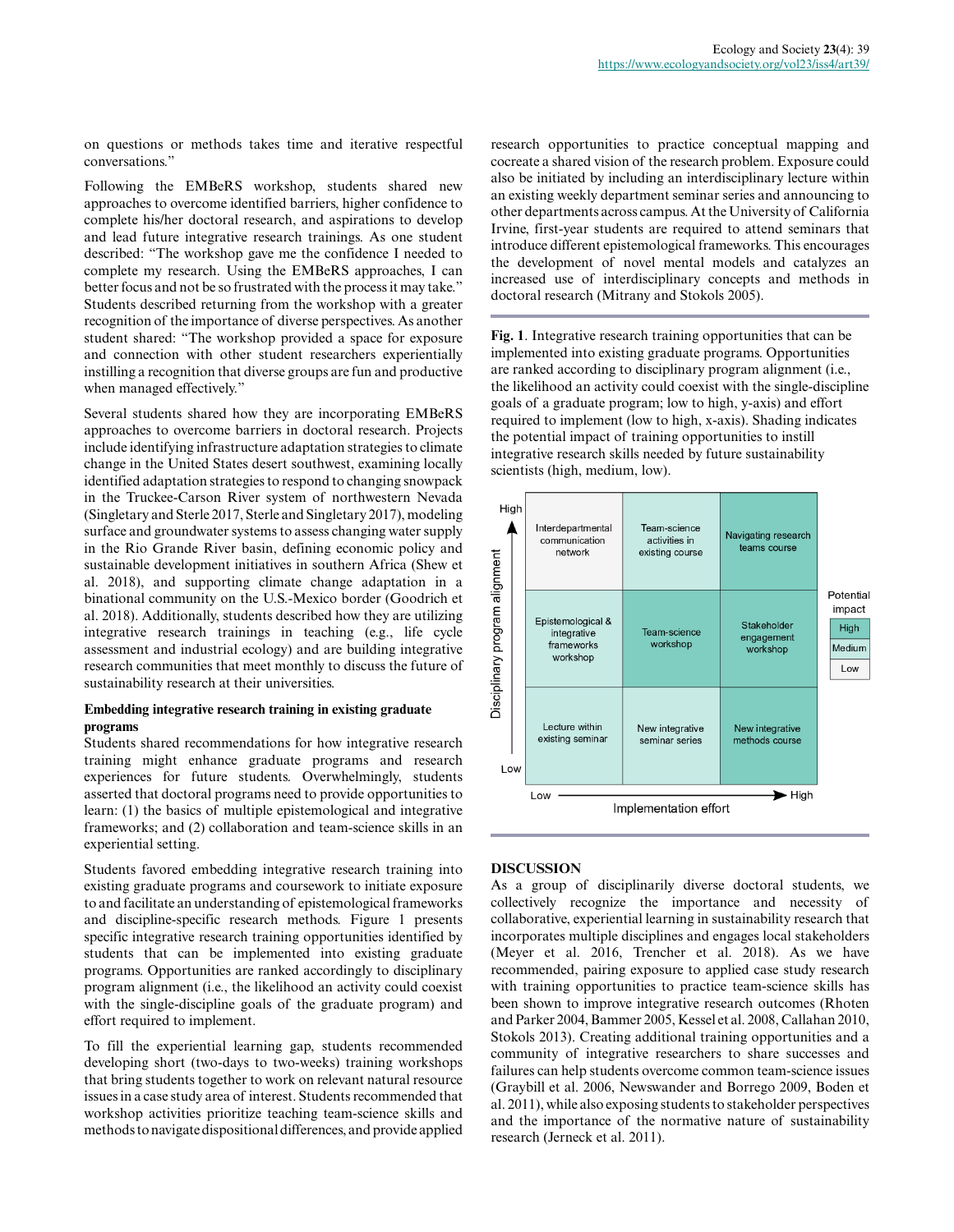on questions or methods takes time and iterative respectful conversations."

Following the EMBeRS workshop, students shared new approaches to overcome identified barriers, higher confidence to complete his/her doctoral research, and aspirations to develop and lead future integrative research trainings. As one student described: "The workshop gave me the confidence I needed to complete my research. Using the EMBeRS approaches, I can better focus and not be so frustrated with the process it may take." Students described returning from the workshop with a greater recognition of the importance of diverse perspectives. As another student shared: "The workshop provided a space for exposure and connection with other student researchers experientially instilling a recognition that diverse groups are fun and productive when managed effectively."

Several students shared how they are incorporating EMBeRS approaches to overcome barriers in doctoral research. Projects include identifying infrastructure adaptation strategies to climate change in the United States desert southwest, examining locally identified adaptation strategies to respond to changing snowpack in the Truckee-Carson River system of northwestern Nevada (Singletary and Sterle 2017, Sterle and Singletary 2017), modeling surface and groundwater systems to assess changing water supply in the Rio Grande River basin, defining economic policy and sustainable development initiatives in southern Africa (Shew et al. 2018), and supporting climate change adaptation in a binational community on the U.S.-Mexico border (Goodrich et al. 2018). Additionally, students described how they are utilizing integrative research trainings in teaching (e.g., life cycle assessment and industrial ecology) and are building integrative research communities that meet monthly to discuss the future of sustainability research at their universities.

### Embedding integrative research training in existing graduate programs

Students shared recommendations for how integrative research training might enhance graduate programs and research experiences for future students. Overwhelmingly, students asserted that doctoral programs need to provide opportunities to learn: (1) the basics of multiple epistemological and integrative frameworks; and (2) collaboration and team-science skills in an experiential setting.

Students favored embedding integrative research training into existing graduate programs and coursework to initiate exposure to and facilitate an understanding of epistemological frameworks and discipline-specific research methods. Figure 1 presents specific integrative research training opportunities identified by students that can be implemented into existing graduate programs. Opportunities are ranked accordingly to disciplinary program alignment (i.e., the likelihood an activity could coexist with the single-discipline goals of the graduate program) and effort required to implement.

To fill the experiential learning gap, students recommended developing short (two-days to two-weeks) training workshops that bring students together to work on relevant natural resource issues in a case study area of interest. Students recommended that workshop activities prioritize teaching team-science skills and methods to navigate dispositional differences, and provide applied research opportunities to practice conceptual mapping and cocreate a shared vision of the research problem. Exposure could also be initiated by including an interdisciplinary lecture within an existing weekly department seminar series and announcing to other departments across campus. At the University of California Irvine, first-year students are required to attend seminars that introduce different epistemological frameworks. This encourages the development of novel mental models and catalyzes an increased use of interdisciplinary concepts and methods in doctoral research (Mitrany and Stokols 2005).

**Fig. 1**. Integrative research training opportunities that can be implemented into existing graduate programs. Opportunities are ranked according to disciplinary program alignment (i.e., the likelihood an activity could coexist with the single-discipline goals of a graduate program; low to high, y-axis) and effort required to implement (low to high, x-axis). Shading indicates the potential impact of training opportunities to instill integrative research skills needed by future sustainability scientists (high, medium, low).

Disciplinary program alignment
High
Low
Implementation effort
Low
High
Interdepartmental communication network
Team-science activities in existing course
Navigating research teams course
Epistemological & integrative frameworks workshop
Team-science workshop
Stakeholder engagement workshop
Lecture within existing seminar
New integrative seminar series
New integrative methods course
Potential impact
High
Medium
Low

## DISCUSSION

As a group of disciplinarily diverse doctoral students, we collectively recognize the importance and necessity of collaborative, experiential learning in sustainability research that incorporates multiple disciplines and engages local stakeholders (Meyer et al. 2016, Trencher et al. 2018). As we have recommended, pairing exposure to applied case study research with training opportunities to practice team-science skills has been shown to improve integrative research outcomes (Rhoten and Parker 2004, Bammer 2005, Kessel et al. 2008, Callahan 2010, Stokols 2013). Creating additional training opportunities and a community of integrative researchers to share successes and failures can help students overcome common team-science issues (Graybill et al. 2006, Newswander and Borrego 2009, Boden et al. 2011), while also exposing students to stakeholder perspectives and the importance of the normative nature of sustainability research (Jerneck et al. 2011).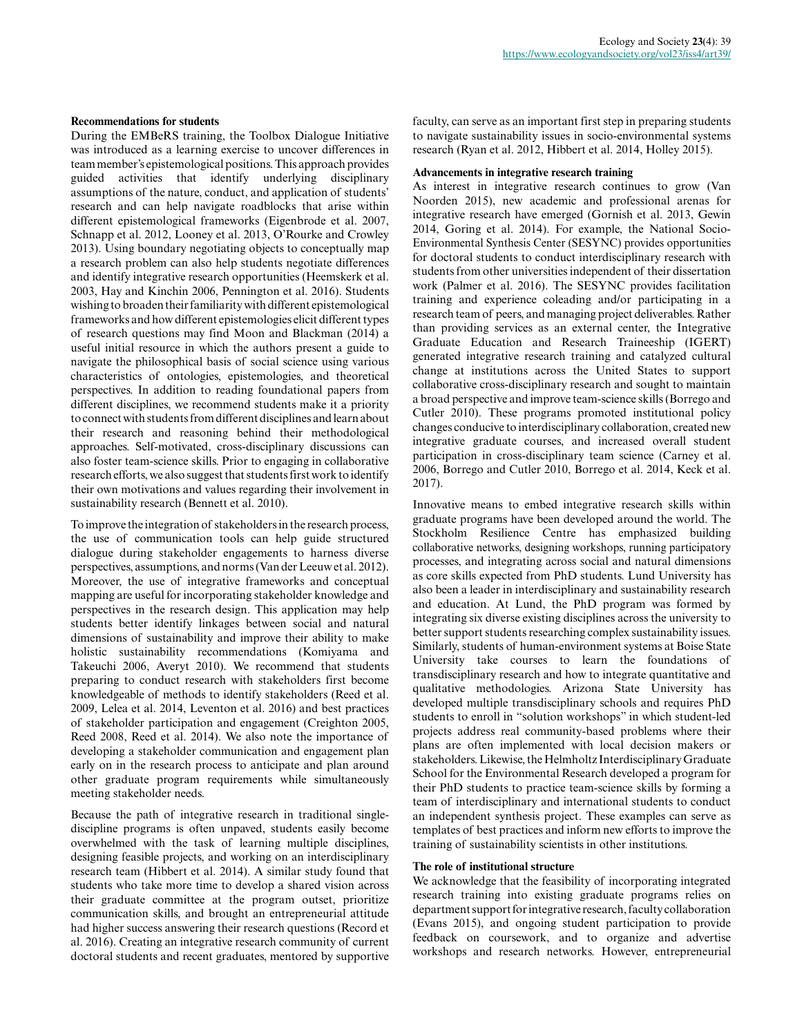### Recommendations for students

During the EMBeRS training, the Toolbox Dialogue Initiative was introduced as a learning exercise to uncover differences in team member's epistemological positions. This approach provides guided activities that identify underlying disciplinary assumptions of the nature, conduct, and application of students' research and can help navigate roadblocks that arise within different epistemological frameworks (Eigenbrode et al. 2007, Schnapp et al. 2012, Looney et al. 2013, O'Rourke and Crowley 2013). Using boundary negotiating objects to conceptually map a research problem can also help students negotiate differences and identify integrative research opportunities (Heemskerk et al. 2003, Hay and Kinchin 2006, Pennington et al. 2016). Students wishing to broaden their familiarity with different epistemological frameworks and how different epistemologies elicit different types of research questions may find Moon and Blackman (2014) a useful initial resource in which the authors present a guide to navigate the philosophical basis of social science using various characteristics of ontologies, epistemologies, and theoretical perspectives. In addition to reading foundational papers from different disciplines, we recommend students make it a priority to connect with students from different disciplines and learn about their research and reasoning behind their methodological approaches. Self-motivated, cross-disciplinary discussions can also foster team-science skills. Prior to engaging in collaborative research efforts, we also suggest that students first work to identify their own motivations and values regarding their involvement in sustainability research (Bennett et al. 2010).

To improve the integration of stakeholders in the research process, the use of communication tools can help guide structured dialogue during stakeholder engagements to harness diverse perspectives, assumptions, and norms (Van der Leeuw et al. 2012). Moreover, the use of integrative frameworks and conceptual mapping are useful for incorporating stakeholder knowledge and perspectives in the research design. This application may help students better identify linkages between social and natural dimensions of sustainability and improve their ability to make holistic sustainability recommendations (Komiyama and Takeuchi 2006, Averyt 2010). We recommend that students preparing to conduct research with stakeholders first become knowledgeable of methods to identify stakeholders (Reed et al. 2009, Lelea et al. 2014, Leventon et al. 2016) and best practices of stakeholder participation and engagement (Creighton 2005, Reed 2008, Reed et al. 2014). We also note the importance of developing a stakeholder communication and engagement plan early on in the research process to anticipate and plan around other graduate program requirements while simultaneously meeting stakeholder needs.

Because the path of integrative research in traditional single-discipline programs is often unpaved, students easily become overwhelmed with the task of learning multiple disciplines, designing feasible projects, and working on an interdisciplinary research team (Hibbert et al. 2014). A similar study found that students who take more time to develop a shared vision across their graduate committee at the program outset, prioritize communication skills, and brought an entrepreneurial attitude had higher success answering their research questions (Record et al. 2016). Creating an integrative research community of current doctoral students and recent graduates, mentored by supportive faculty, can serve as an important first step in preparing students to navigate sustainability issues in socio-environmental systems research (Ryan et al. 2012, Hibbert et al. 2014, Holley 2015).

### Advancements in integrative research training

As interest in integrative research continues to grow (Van Noorden 2015), new academic and professional arenas for integrative research have emerged (Gornish et al. 2013, Gewin 2014, Goring et al. 2014). For example, the National Socio-Environmental Synthesis Center (SESYNC) provides opportunities for doctoral students to conduct interdisciplinary research with students from other universities independent of their dissertation work (Palmer et al. 2016). The SESYNC provides facilitation training and experience coleading and/or participating in a research team of peers, and managing project deliverables. Rather than providing services as an external center, the Integrative Graduate Education and Research Traineeship (IGERT) generated integrative research training and catalyzed cultural change at institutions across the United States to support collaborative cross-disciplinary research and sought to maintain a broad perspective and improve team-science skills (Borrego and Cutler 2010). These programs promoted institutional policy changes conducive to interdisciplinary collaboration, created new integrative graduate courses, and increased overall student participation in cross-disciplinary team science (Carney et al. 2006, Borrego and Cutler 2010, Borrego et al. 2014, Keck et al. 2017).

Innovative means to embed integrative research skills within graduate programs have been developed around the world. The Stockholm Resilience Centre has emphasized building collaborative networks, designing workshops, running participatory processes, and integrating across social and natural dimensions as core skills expected from PhD students. Lund University has also been a leader in interdisciplinary and sustainability research and education. At Lund, the PhD program was formed by integrating six diverse existing disciplines across the university to better support students researching complex sustainability issues. Similarly, students of human-environment systems at Boise State University take courses to learn the foundations of transdisciplinary research and how to integrate quantitative and qualitative methodologies. Arizona State University has developed multiple transdisciplinary schools and requires PhD students to enroll in "solution workshops" in which student-led projects address real community-based problems where their plans are often implemented with local decision makers or stakeholders. Likewise, the Helmholtz Interdisciplinary Graduate School for the Environmental Research developed a program for their PhD students to practice team-science skills by forming a team of interdisciplinary and international students to conduct an independent synthesis project. These examples can serve as templates of best practices and inform new efforts to improve the training of sustainability scientists in other institutions.

### The role of institutional structure

We acknowledge that the feasibility of incorporating integrated research training into existing graduate programs relies on department support for integrative research, faculty collaboration (Evans 2015), and ongoing student participation to provide feedback on coursework, and to organize and advertise workshops and research networks. However, entrepreneurial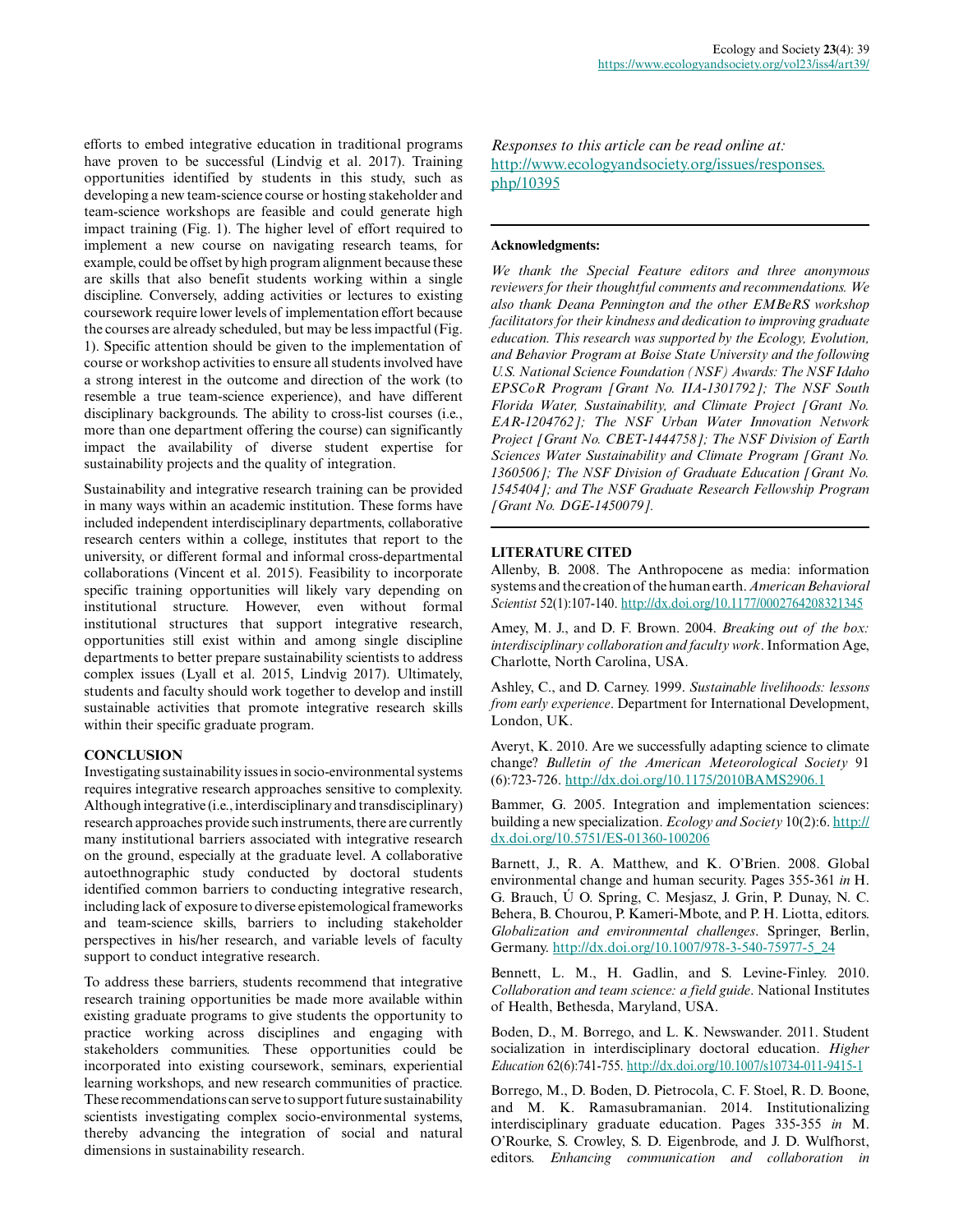efforts to embed integrative education in traditional programs have proven to be successful (Lindvig et al. 2017). Training opportunities identified by students in this study, such as developing a new team-science course or hosting stakeholder and team-science workshops are feasible and could generate high impact training (Fig. 1). The higher level of effort required to implement a new course on navigating research teams, for example, could be offset by high program alignment because these are skills that also benefit students working within a single discipline. Conversely, adding activities or lectures to existing coursework require lower levels of implementation effort because the courses are already scheduled, but may be less impactful (Fig. 1). Specific attention should be given to the implementation of course or workshop activities to ensure all students involved have a strong interest in the outcome and direction of the work (to resemble a true team-science experience), and have different disciplinary backgrounds. The ability to cross-list courses (i.e., more than one department offering the course) can significantly impact the availability of diverse student expertise for sustainability projects and the quality of integration.

Sustainability and integrative research training can be provided in many ways within an academic institution. These forms have included independent interdisciplinary departments, collaborative research centers within a college, institutes that report to the university, or different formal and informal cross-departmental collaborations (Vincent et al. 2015). Feasibility to incorporate specific training opportunities will likely vary depending on institutional structure. However, even without formal institutional structures that support integrative research, opportunities still exist within and among single discipline departments to better prepare sustainability scientists to address complex issues (Lyall et al. 2015, Lindvig 2017). Ultimately, students and faculty should work together to develop and instill sustainable activities that promote integrative research skills within their specific graduate program.

## CONCLUSION

Investigating sustainability issues in socio-environmental systems requires integrative research approaches sensitive to complexity. Although integrative (i.e., interdisciplinary and transdisciplinary) research approaches provide such instruments, there are currently many institutional barriers associated with integrative research on the ground, especially at the graduate level. A collaborative autoethnographic study conducted by doctoral students identified common barriers to conducting integrative research, including lack of exposure to diverse epistemological frameworks and team-science skills, barriers to including stakeholder perspectives in his/her research, and variable levels of faculty support to conduct integrative research.

To address these barriers, students recommend that integrative research training opportunities be made more available within existing graduate programs to give students the opportunity to practice working across disciplines and engaging with stakeholders communities. These opportunities could be incorporated into existing coursework, seminars, experiential learning workshops, and new research communities of practice. These recommendations can serve to support future sustainability scientists investigating complex socio-environmental systems, thereby advancing the integration of social and natural dimensions in sustainability research.

*Responses to this article can be read online at:* http://www.ecologyandsociety.org/issues/responses.php/10395

**Acknowledgments:**

*We thank the Special Feature editors and three anonymous reviewers for their thoughtful comments and recommendations. We also thank Deana Pennington and the other EMBeRS workshop facilitators for their kindness and dedication to improving graduate education. This research was supported by the Ecology, Evolution, and Behavior Program at Boise State University and the following U.S. National Science Foundation (NSF) Awards: The NSF Idaho EPSCoR Program [Grant No. IIA-1301792]; The NSF South Florida Water, Sustainability, and Climate Project [Grant No. EAR-1204762]; The NSF Urban Water Innovation Network Project [Grant No. CBET-1444758]; The NSF Division of Earth Sciences Water Sustainability and Climate Program [Grant No. 1360506]; The NSF Division of Graduate Education [Grant No. 1545404]; and The NSF Graduate Research Fellowship Program [Grant No. DGE-1450079].*

## LITERATURE CITED

Allenby, B. 2008. The Anthropocene as media: information systems and the creation of the human earth. *American Behavioral Scientist* 52(1):107-140. http://dx.doi.org/10.1177/0002764208321345

Amey, M. J., and D. F. Brown. 2004. *Breaking out of the box: interdisciplinary collaboration and faculty work*. Information Age, Charlotte, North Carolina, USA.

Ashley, C., and D. Carney. 1999. *Sustainable livelihoods: lessons from early experience*. Department for International Development, London, UK.

Averyt, K. 2010. Are we successfully adapting science to climate change? *Bulletin of the American Meteorological Society* 91 (6):723-726. http://dx.doi.org/10.1175/2010BAMS2906.1

Bammer, G. 2005. Integration and implementation sciences: building a new specialization. *Ecology and Society* 10(2):6. http://dx.doi.org/10.5751/ES-01360-100206

Barnett, J., R. A. Matthew, and K. O'Brien. 2008. Global environmental change and human security. Pages 355-361 *in* H. G. Brauch, Ú O. Spring, C. Mesjasz, J. Grin, P. Dunay, N. C. Behera, B. Chourou, P. Kameri-Mbote, and P. H. Liotta, editors. *Globalization and environmental challenges*. Springer, Berlin, Germany. http://dx.doi.org/10.1007/978-3-540-75977-5_24

Bennett, L. M., H. Gadlin, and S. Levine-Finley. 2010. *Collaboration and team science: a field guide*. National Institutes of Health, Bethesda, Maryland, USA.

Boden, D., M. Borrego, and L. K. Newswander. 2011. Student socialization in interdisciplinary doctoral education. *Higher Education* 62(6):741-755. http://dx.doi.org/10.1007/s10734-011-9415-1

Borrego, M., D. Boden, D. Pietrocola, C. F. Stoel, R. D. Boone, and M. K. Ramasubramanian. 2014. Institutionalizing interdisciplinary graduate education. Pages 335-355 *in* M. O'Rourke, S. Crowley, S. D. Eigenbrode, and J. D. Wulfhorst, editors. *Enhancing communication and collaboration in*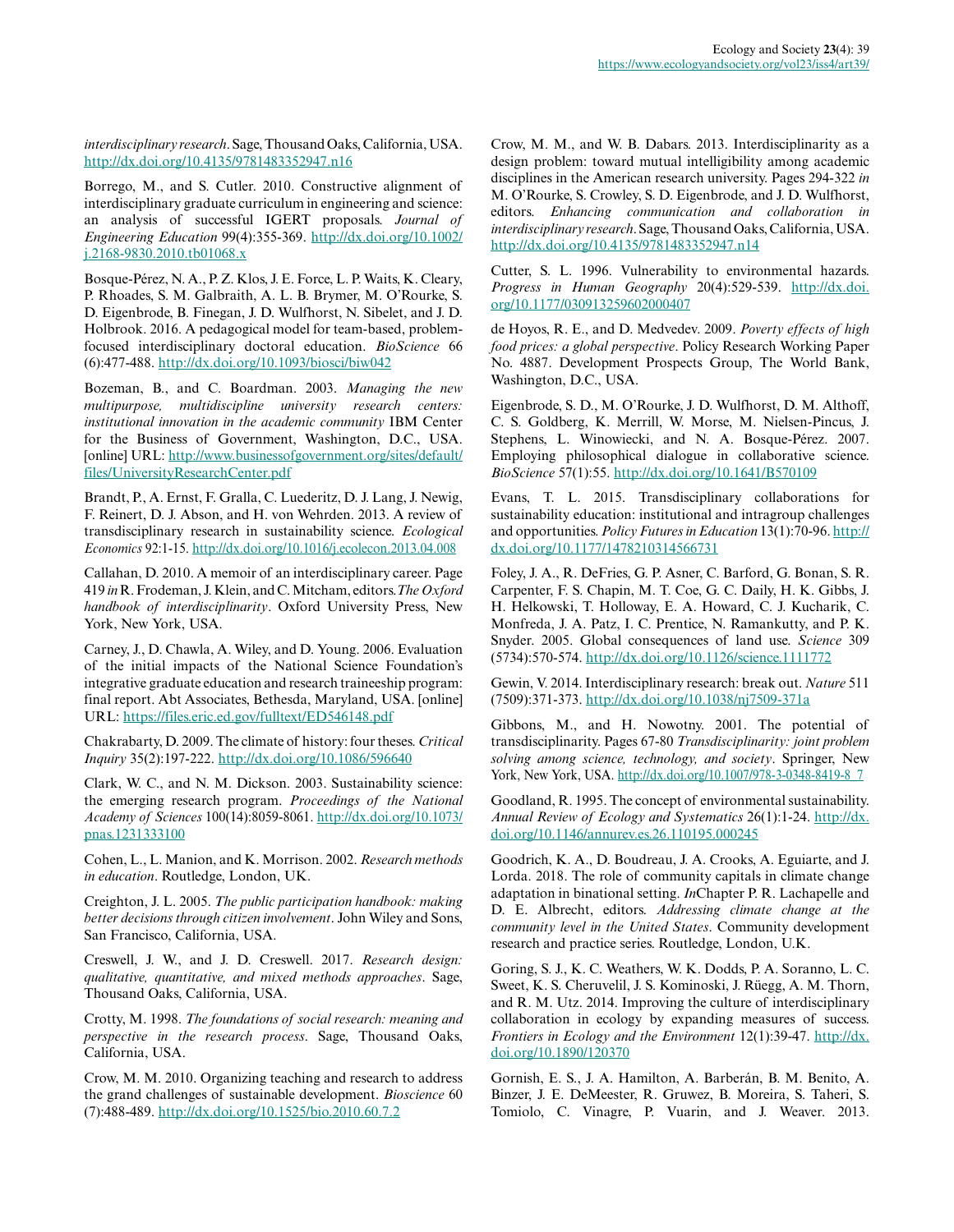*interdisciplinary research*. Sage, Thousand Oaks, California, USA. http://dx.doi.org/10.4135/9781483352947.n16

Borrego, M., and S. Cutler. 2010. Constructive alignment of interdisciplinary graduate curriculum in engineering and science: an analysis of successful IGERT proposals. *Journal of Engineering Education* 99(4):355-369. http://dx.doi.org/10.1002/j.2168-9830.2010.tb01068.x

Bosque-Pérez, N. A., P. Z. Klos, J. E. Force, L. P. Waits, K. Cleary, P. Rhoades, S. M. Galbraith, A. L. B. Brymer, M. O'Rourke, S. D. Eigenbrode, B. Finegan, J. D. Wulfhorst, N. Sibelet, and J. D. Holbrook. 2016. A pedagogical model for team-based, problem-focused interdisciplinary doctoral education. *BioScience* 66 (6):477-488. http://dx.doi.org/10.1093/biosci/biw042

Bozeman, B., and C. Boardman. 2003. *Managing the new multipurpose, multidiscipline university research centers: institutional innovation in the academic community* IBM Center for the Business of Government, Washington, D.C., USA. [online] URL: http://www.businessofgovernment.org/sites/default/files/UniversityResearchCenter.pdf

Brandt, P., A. Ernst, F. Gralla, C. Luederitz, D. J. Lang, J. Newig, F. Reinert, D. J. Abson, and H. von Wehrden. 2013. A review of transdisciplinary research in sustainability science. *Ecological Economics* 92:1-15. http://dx.doi.org/10.1016/j.ecolecon.2013.04.008

Callahan, D. 2010. A memoir of an interdisciplinary career. Page 419 *in* R. Frodeman, J. Klein, and C. Mitcham, editors. *The Oxford handbook of interdisciplinarity*. Oxford University Press, New York, New York, USA.

Carney, J., D. Chawla, A. Wiley, and D. Young. 2006. Evaluation of the initial impacts of the National Science Foundation's integrative graduate education and research traineeship program: final report. Abt Associates, Bethesda, Maryland, USA. [online] URL: https://files.eric.ed.gov/fulltext/ED546148.pdf

Chakrabarty, D. 2009. The climate of history: four theses. *Critical Inquiry* 35(2):197-222. http://dx.doi.org/10.1086/596640

Clark, W. C., and N. M. Dickson. 2003. Sustainability science: the emerging research program. *Proceedings of the National Academy of Sciences* 100(14):8059-8061. http://dx.doi.org/10.1073/pnas.1231333100

Cohen, L., L. Manion, and K. Morrison. 2002. *Research methods in education*. Routledge, London, UK.

Creighton, J. L. 2005. *The public participation handbook: making better decisions through citizen involvement*. John Wiley and Sons, San Francisco, California, USA.

Creswell, J. W., and J. D. Creswell. 2017. *Research design: qualitative, quantitative, and mixed methods approaches*. Sage, Thousand Oaks, California, USA.

Crotty, M. 1998. *The foundations of social research: meaning and perspective in the research process*. Sage, Thousand Oaks, California, USA.

Crow, M. M. 2010. Organizing teaching and research to address the grand challenges of sustainable development. *Bioscience* 60 (7):488-489. http://dx.doi.org/10.1525/bio.2010.60.7.2

Crow, M. M., and W. B. Dabars. 2013. Interdisciplinarity as a design problem: toward mutual intelligibility among academic disciplines in the American research university. Pages 294-322 *in* M. O'Rourke, S. Crowley, S. D. Eigenbrode, and J. D. Wulfhorst, editors. *Enhancing communication and collaboration in interdisciplinary research*. Sage, Thousand Oaks, California, USA. http://dx.doi.org/10.4135/9781483352947.n14

Cutter, S. L. 1996. Vulnerability to environmental hazards. *Progress in Human Geography* 20(4):529-539. http://dx.doi.org/10.1177/030913259602000407

de Hoyos, R. E., and D. Medvedev. 2009. *Poverty effects of high food prices: a global perspective*. Policy Research Working Paper No. 4887. Development Prospects Group, The World Bank, Washington, D.C., USA.

Eigenbrode, S. D., M. O'Rourke, J. D. Wulfhorst, D. M. Althoff, C. S. Goldberg, K. Merrill, W. Morse, M. Nielsen-Pincus, J. Stephens, L. Winowiecki, and N. A. Bosque-Pérez. 2007. Employing philosophical dialogue in collaborative science. *BioScience* 57(1):55. http://dx.doi.org/10.1641/B570109

Evans, T. L. 2015. Transdisciplinary collaborations for sustainability education: institutional and intragroup challenges and opportunities. *Policy Futures in Education* 13(1):70-96. http://dx.doi.org/10.1177/1478210314566731

Foley, J. A., R. DeFries, G. P. Asner, C. Barford, G. Bonan, S. R. Carpenter, F. S. Chapin, M. T. Coe, G. C. Daily, H. K. Gibbs, J. H. Helkowski, T. Holloway, E. A. Howard, C. J. Kucharik, C. Monfreda, J. A. Patz, I. C. Prentice, N. Ramankutty, and P. K. Snyder. 2005. Global consequences of land use. *Science* 309 (5734):570-574. http://dx.doi.org/10.1126/science.1111772

Gewin, V. 2014. Interdisciplinary research: break out. *Nature* 511 (7509):371-373. http://dx.doi.org/10.1038/nj7509-371a

Gibbons, M., and H. Nowotny. 2001. The potential of transdisciplinarity. Pages 67-80 *Transdisciplinarity: joint problem solving among science, technology, and society*. Springer, New York, New York, USA. http://dx.doi.org/10.1007/978-3-0348-8419-8_7

Goodland, R. 1995. The concept of environmental sustainability. *Annual Review of Ecology and Systematics* 26(1):1-24. http://dx.doi.org/10.1146/annurev.es.26.110195.000245

Goodrich, K. A., D. Boudreau, J. A. Crooks, A. Eguiarte, and J. Lorda. 2018. The role of community capitals in climate change adaptation in binational setting. *In*Chapter P. R. Lachapelle and D. E. Albrecht, editors. *Addressing climate change at the community level in the United States*. Community development research and practice series. Routledge, London, U.K.

Goring, S. J., K. C. Weathers, W. K. Dodds, P. A. Soranno, L. C. Sweet, K. S. Cheruvelil, J. S. Kominoski, J. Rüegg, A. M. Thorn, and R. M. Utz. 2014. Improving the culture of interdisciplinary collaboration in ecology by expanding measures of success. *Frontiers in Ecology and the Environment* 12(1):39-47. http://dx.doi.org/10.1890/120370

Gornish, E. S., J. A. Hamilton, A. Barberán, B. M. Benito, A. Binzer, J. E. DeMeester, R. Gruwez, B. Moreira, S. Taheri, S. Tomiolo, C. Vinagre, P. Vuarin, and J. Weaver. 2013.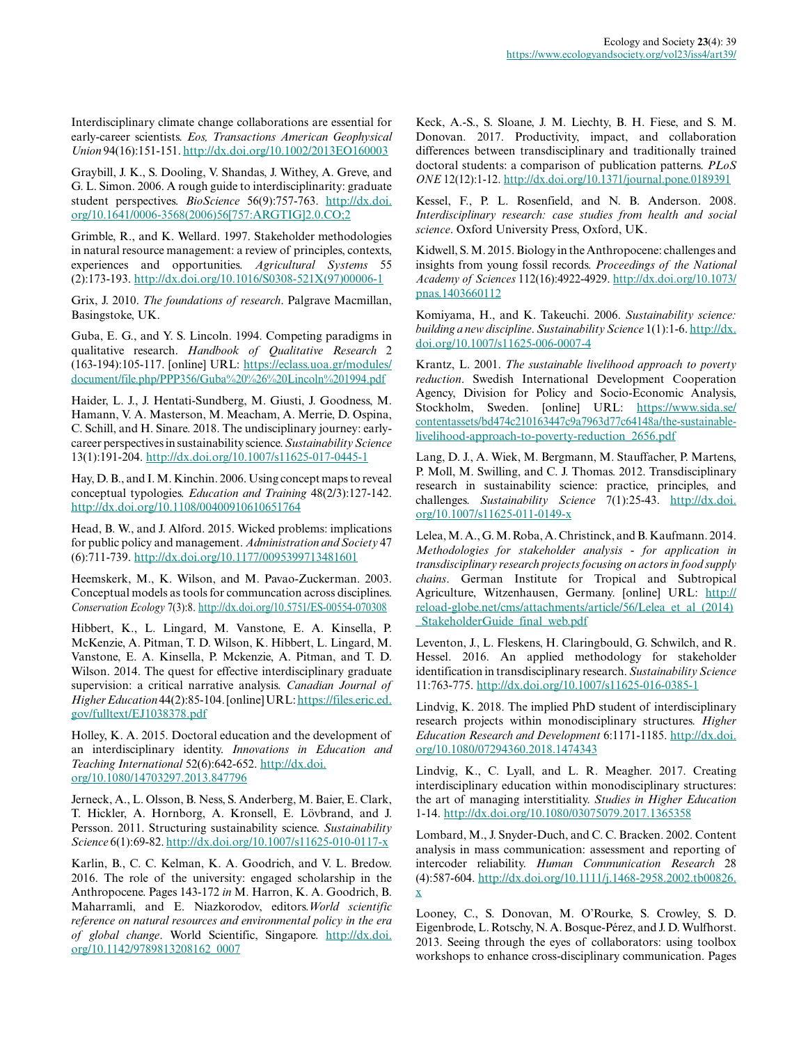Interdisciplinary climate change collaborations are essential for early-career scientists. *Eos, Transactions American Geophysical Union* 94(16):151-151. http://dx.doi.org/10.1002/2013EO160003

Graybill, J. K., S. Dooling, V. Shandas, J. Withey, A. Greve, and G. L. Simon. 2006. A rough guide to interdisciplinarity: graduate student perspectives. *BioScience* 56(9):757-763. http://dx.doi.org/10.1641/0006-3568(2006)56[757:ARGTIG]2.0.CO;2

Grimble, R., and K. Wellard. 1997. Stakeholder methodologies in natural resource management: a review of principles, contexts, experiences and opportunities. *Agricultural Systems* 55 (2):173-193. http://dx.doi.org/10.1016/S0308-521X(97)00006-1

Grix, J. 2010. *The foundations of research*. Palgrave Macmillan, Basingstoke, UK.

Guba, E. G., and Y. S. Lincoln. 1994. Competing paradigms in qualitative research. *Handbook of Qualitative Research* 2 (163-194):105-117. [online] URL: https://eclass.uoa.gr/modules/document/file.php/PPP356/Guba%20%26%20Lincoln%201994.pdf

Haider, L. J., J. Hentati-Sundberg, M. Giusti, J. Goodness, M. Hamann, V. A. Masterson, M. Meacham, A. Merrie, D. Ospina, C. Schill, and H. Sinare. 2018. The undisciplinary journey: early-career perspectives in sustainability science. *Sustainability Science* 13(1):191-204. http://dx.doi.org/10.1007/s11625-017-0445-1

Hay, D. B., and I. M. Kinchin. 2006. Using concept maps to reveal conceptual typologies. *Education and Training* 48(2/3):127-142. http://dx.doi.org/10.1108/00400910610651764

Head, B. W., and J. Alford. 2015. Wicked problems: implications for public policy and management. *Administration and Society* 47 (6):711-739. http://dx.doi.org/10.1177/0095399713481601

Heemskerk, M., K. Wilson, and M. Pavao-Zuckerman. 2003. Conceptual models as tools for communcation across disciplines. *Conservation Ecology* 7(3):8. http://dx.doi.org/10.5751/ES-00554-070308

Hibbert, K., L. Lingard, M. Vanstone, E. A. Kinsella, P. McKenzie, A. Pitman, T. D. Wilson, K. Hibbert, L. Lingard, M. Vanstone, E. A. Kinsella, P. Mckenzie, A. Pitman, and T. D. Wilson. 2014. The quest for effective interdisciplinary graduate supervision: a critical narrative analysis. *Canadian Journal of Higher Education* 44(2):85-104. [online] URL: https://files.eric.ed.gov/fulltext/EJ1038378.pdf

Holley, K. A. 2015. Doctoral education and the development of an interdisciplinary identity. *Innovations in Education and Teaching International* 52(6):642-652. http://dx.doi.org/10.1080/14703297.2013.847796

Jerneck, A., L. Olsson, B. Ness, S. Anderberg, M. Baier, E. Clark, T. Hickler, A. Hornborg, A. Kronsell, E. Lövbrand, and J. Persson. 2011. Structuring sustainability science. *Sustainability Science* 6(1):69-82. http://dx.doi.org/10.1007/s11625-010-0117-x

Karlin, B., C. C. Kelman, K. A. Goodrich, and V. L. Bredow. 2016. The role of the university: engaged scholarship in the Anthropocene. Pages 143-172 *in* M. Harron, K. A. Goodrich, B. Maharramli, and E. Niazkorodov, editors. *World scientific reference on natural resources and environmental policy in the era of global change*. World Scientific, Singapore. http://dx.doi.org/10.1142/9789813208162_0007

Keck, A.-S., S. Sloane, J. M. Liechty, B. H. Fiese, and S. M. Donovan. 2017. Productivity, impact, and collaboration differences between transdisciplinary and traditionally trained doctoral students: a comparison of publication patterns. *PLoS ONE* 12(12):1-12. http://dx.doi.org/10.1371/journal.pone.0189391

Kessel, F., P. L. Rosenfield, and N. B. Anderson. 2008. *Interdisciplinary research: case studies from health and social science*. Oxford University Press, Oxford, UK.

Kidwell, S. M. 2015. Biology in the Anthropocene: challenges and insights from young fossil records. *Proceedings of the National Academy of Sciences* 112(16):4922-4929. http://dx.doi.org/10.1073/pnas.1403660112

Komiyama, H., and K. Takeuchi. 2006. *Sustainability science: building a new discipline*. *Sustainability Science* 1(1):1-6. http://dx.doi.org/10.1007/s11625-006-0007-4

Krantz, L. 2001. *The sustainable livelihood approach to poverty reduction*. Swedish International Development Cooperation Agency, Division for Policy and Socio-Economic Analysis, Stockholm, Sweden. [online] URL: https://www.sida.se/contentassets/bd474c210163447c9a7963d77c64148a/the-sustainable-livelihood-approach-to-poverty-reduction_2656.pdf

Lang, D. J., A. Wiek, M. Bergmann, M. Stauffacher, P. Martens, P. Moll, M. Swilling, and C. J. Thomas. 2012. Transdisciplinary research in sustainability science: practice, principles, and challenges. *Sustainability Science* 7(1):25-43. http://dx.doi.org/10.1007/s11625-011-0149-x

Lelea, M. A., G. M. Roba, A. Christinck, and B. Kaufmann. 2014. *Methodologies for stakeholder analysis - for application in transdisciplinary research projects focusing on actors in food supply chains*. German Institute for Tropical and Subtropical Agriculture, Witzenhausen, Germany. [online] URL: http://reload-globe.net/cms/attachments/article/56/Lelea_et_al_(2014)_StakeholderGuide_final_web.pdf

Leventon, J., L. Fleskens, H. Claringbould, G. Schwilch, and R. Hessel. 2016. An applied methodology for stakeholder identification in transdisciplinary research. *Sustainability Science* 11:763-775. http://dx.doi.org/10.1007/s11625-016-0385-1

Lindvig, K. 2018. The implied PhD student of interdisciplinary research projects within monodisciplinary structures. *Higher Education Research and Development* 6:1171-1185. http://dx.doi.org/10.1080/07294360.2018.1474343

Lindvig, K., C. Lyall, and L. R. Meagher. 2017. Creating interdisciplinary education within monodisciplinary structures: the art of managing interstitiality. *Studies in Higher Education* 1-14. http://dx.doi.org/10.1080/03075079.2017.1365358

Lombard, M., J. Snyder-Duch, and C. C. Bracken. 2002. Content analysis in mass communication: assessment and reporting of intercoder reliability. *Human Communication Research* 28 (4):587-604. http://dx.doi.org/10.1111/j.1468-2958.2002.tb00826.x

Looney, C., S. Donovan, M. O'Rourke, S. Crowley, S. D. Eigenbrode, L. Rotschy, N. A. Bosque-Pérez, and J. D. Wulfhorst. 2013. Seeing through the eyes of collaborators: using toolbox workshops to enhance cross-disciplinary communication. Pages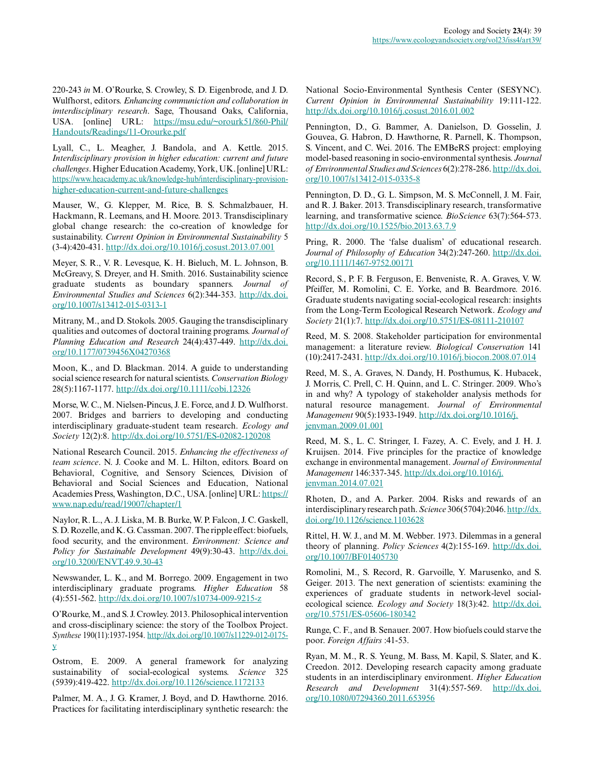220-243 *in* M. O'Rourke, S. Crowley, S. D. Eigenbrode, and J. D. Wulfhorst, editors. *Enhancing communiction and collaboration in imterdisciplinary research*. Sage, Thousand Oaks, California, USA. [online] URL: https://msu.edu/~orourk51/860-Phil/Handouts/Readings/11-Orourke.pdf

Lyall, C., L. Meagher, J. Bandola, and A. Kettle. 2015. *Interdisciplinary provision in higher education: current and future challenges*. Higher Education Academy, York, UK. [online] URL: https://www.heacademy.ac.uk/knowledge-hub/interdisciplinary-provision-higher-education-current-and-future-challenges

Mauser, W., G. Klepper, M. Rice, B. S. Schmalzbauer, H. Hackmann, R. Leemans, and H. Moore. 2013. Transdisciplinary global change research: the co-creation of knowledge for sustainability. *Current Opinion in Environmental Sustainability* 5 (3-4):420-431. http://dx.doi.org/10.1016/j.cosust.2013.07.001

Meyer, S. R., V. R. Levesque, K. H. Bieluch, M. L. Johnson, B. McGreavy, S. Dreyer, and H. Smith. 2016. Sustainability science graduate students as boundary spanners. *Journal of Environmental Studies and Sciences* 6(2):344-353. http://dx.doi.org/10.1007/s13412-015-0313-1

Mitrany, M., and D. Stokols. 2005. Gauging the transdisciplinary qualities and outcomes of doctoral training programs. *Journal of Planning Education and Research* 24(4):437-449. http://dx.doi.org/10.1177/0739456X04270368

Moon, K., and D. Blackman. 2014. A guide to understanding social science research for natural scientists. *Conservation Biology* 28(5):1167-1177. http://dx.doi.org/10.1111/cobi.12326

Morse, W. C., M. Nielsen-Pincus, J. E. Force, and J. D. Wulfhorst. 2007. Bridges and barriers to developing and conducting interdisciplinary graduate-student team research. *Ecology and Society* 12(2):8. http://dx.doi.org/10.5751/ES-02082-120208

National Research Council. 2015. *Enhancing the effectiveness of team science*. N. J. Cooke and M. L. Hilton, editors. Board on Behavioral, Cognitive, and Sensory Sciences, Division of Behavioral and Social Sciences and Education, National Academies Press, Washington, D.C., USA. [online] URL: https://www.nap.edu/read/19007/chapter/1

Naylor, R. L., A. J. Liska, M. B. Burke, W. P. Falcon, J. C. Gaskell, S. D. Rozelle, and K. G. Cassman. 2007. The ripple effect: biofuels, food security, and the environment. *Environment: Science and Policy for Sustainable Development* 49(9):30-43. http://dx.doi.org/10.3200/ENVT.49.9.30-43

Newswander, L. K., and M. Borrego. 2009. Engagement in two interdisciplinary graduate programs. *Higher Education* 58 (4):551-562. http://dx.doi.org/10.1007/s10734-009-9215-z

O'Rourke, M., and S. J. Crowley. 2013. Philosophical intervention and cross-disciplinary science: the story of the Toolbox Project. *Synthese* 190(11):1937-1954. http://dx.doi.org/10.1007/s11229-012-0175-y

Ostrom, E. 2009. A general framework for analyzing sustainability of social-ecological systems. *Science* 325 (5939):419-422. http://dx.doi.org/10.1126/science.1172133

Palmer, M. A., J. G. Kramer, J. Boyd, and D. Hawthorne. 2016. Practices for facilitating interdisciplinary synthetic research: the National Socio-Environmental Synthesis Center (SESYNC). *Current Opinion in Environmental Sustainability* 19:111-122. http://dx.doi.org/10.1016/j.cosust.2016.01.002

Pennington, D., G. Bammer, A. Danielson, D. Gosselin, J. Gouvea, G. Habron, D. Hawthorne, R. Parnell, K. Thompson, S. Vincent, and C. Wei. 2016. The EMBeRS project: employing model-based reasoning in socio-environmental synthesis. *Journal of Environmental Studies and Sciences* 6(2):278-286. http://dx.doi.org/10.1007/s13412-015-0335-8

Pennington, D. D., G. L. Simpson, M. S. McConnell, J. M. Fair, and R. J. Baker. 2013. Transdisciplinary research, transformative learning, and transformative science. *BioScience* 63(7):564-573. http://dx.doi.org/10.1525/bio.2013.63.7.9

Pring, R. 2000. The 'false dualism' of educational research. *Journal of Philosophy of Education* 34(2):247-260. http://dx.doi.org/10.1111/1467-9752.00171

Record, S., P. F. B. Ferguson, E. Benveniste, R. A. Graves, V. W. Pfeiffer, M. Romolini, C. E. Yorke, and B. Beardmore. 2016. Graduate students navigating social-ecological research: insights from the Long-Term Ecological Research Network. *Ecology and Society* 21(1):7. http://dx.doi.org/10.5751/ES-08111-210107

Reed, M. S. 2008. Stakeholder participation for environmental management: a literature review. *Biological Conservation* 141 (10):2417-2431. http://dx.doi.org/10.1016/j.biocon.2008.07.014

Reed, M. S., A. Graves, N. Dandy, H. Posthumus, K. Hubacek, J. Morris, C. Prell, C. H. Quinn, and L. C. Stringer. 2009. Who's in and why? A typology of stakeholder analysis methods for natural resource management. *Journal of Environmental Management* 90(5):1933-1949. http://dx.doi.org/10.1016/j.jenvman.2009.01.001

Reed, M. S., L. C. Stringer, I. Fazey, A. C. Evely, and J. H. J. Kruijsen. 2014. Five principles for the practice of knowledge exchange in environmental management. *Journal of Environmental Management* 146:337-345. http://dx.doi.org/10.1016/j.jenvman.2014.07.021

Rhoten, D., and A. Parker. 2004. Risks and rewards of an interdisciplinary research path. *Science* 306(5704):2046. http://dx.doi.org/10.1126/science.1103628

Rittel, H. W. J., and M. M. Webber. 1973. Dilemmas in a general theory of planning. *Policy Sciences* 4(2):155-169. http://dx.doi.org/10.1007/BF01405730

Romolini, M., S. Record, R. Garvoille, Y. Marusenko, and S. Geiger. 2013. The next generation of scientists: examining the experiences of graduate students in network-level social-ecological science. *Ecology and Society* 18(3):42. http://dx.doi.org/10.5751/ES-05606-180342

Runge, C. F., and B. Senauer. 2007. How biofuels could starve the poor. *Foreign Affairs* :41-53.

Ryan, M. M., R. S. Yeung, M. Bass, M. Kapil, S. Slater, and K. Creedon. 2012. Developing research capacity among graduate students in an interdisciplinary environment. *Higher Education Research and Development* 31(4):557-569. http://dx.doi.org/10.1080/07294360.2011.653956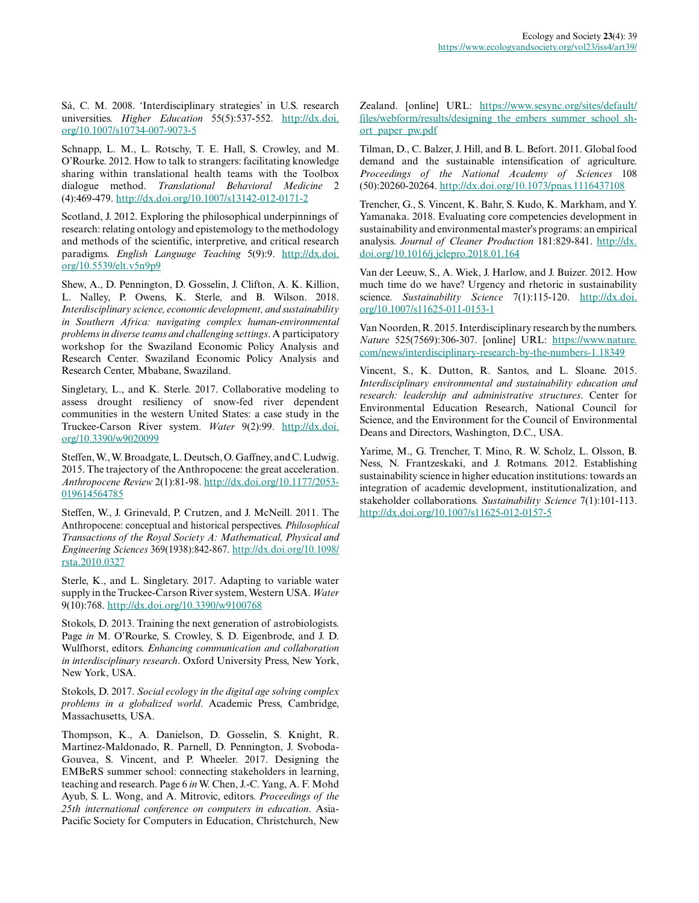Sá, C. M. 2008. 'Interdisciplinary strategies' in U.S. research universities. *Higher Education* 55(5):537-552. http://dx.doi.org/10.1007/s10734-007-9073-5

Schnapp, L. M., L. Rotschy, T. E. Hall, S. Crowley, and M. O'Rourke. 2012. How to talk to strangers: facilitating knowledge sharing within translational health teams with the Toolbox dialogue method. *Translational Behavioral Medicine* 2 (4):469-479. http://dx.doi.org/10.1007/s13142-012-0171-2

Scotland, J. 2012. Exploring the philosophical underpinnings of research: relating ontology and epistemology to the methodology and methods of the scientific, interpretive, and critical research paradigms. *English Language Teaching* 5(9):9. http://dx.doi.org/10.5539/elt.v5n9p9

Shew, A., D. Pennington, D. Gosselin, J. Clifton, A. K. Killion, L. Nalley, P. Owens, K. Sterle, and B. Wilson. 2018. *Interdisciplinary science, economic development, and sustainability in Southern Africa: navigating complex human-environmental problems in diverse teams and challenging settings*. A participatory workshop for the Swaziland Economic Policy Analysis and Research Center. Swaziland Economic Policy Analysis and Research Center, Mbabane, Swaziland.

Singletary, L., and K. Sterle. 2017. Collaborative modeling to assess drought resiliency of snow-fed river dependent communities in the western United States: a case study in the Truckee-Carson River system. *Water* 9(2):99. http://dx.doi.org/10.3390/w9020099

Steffen, W., W. Broadgate, L. Deutsch, O. Gaffney, and C. Ludwig. 2015. The trajectory of the Anthropocene: the great acceleration. *Anthropocene Review* 2(1):81-98. http://dx.doi.org/10.1177/2053-019614564785

Steffen, W., J. Grinevald, P. Crutzen, and J. McNeill. 2011. The Anthropocene: conceptual and historical perspectives. *Philosophical Transactions of the Royal Society A: Mathematical, Physical and Engineering Sciences* 369(1938):842-867. http://dx.doi.org/10.1098/rsta.2010.0327

Sterle, K., and L. Singletary. 2017. Adapting to variable water supply in the Truckee-Carson River system, Western USA. *Water* 9(10):768. http://dx.doi.org/10.3390/w9100768

Stokols, D. 2013. Training the next generation of astrobiologists. Page *in* M. O'Rourke, S. Crowley, S. D. Eigenbrode, and J. D. Wulfhorst, editors. *Enhancing communication and collaboration in interdisciplinary research*. Oxford University Press, New York, New York, USA.

Stokols, D. 2017. *Social ecology in the digital age solving complex problems in a globalized world*. Academic Press, Cambridge, Massachusetts, USA.

Thompson, K., A. Danielson, D. Gosselin, S. Knight, R. Martinez-Maldonado, R. Parnell, D. Pennington, J. Svoboda-Gouvea, S. Vincent, and P. Wheeler. 2017. Designing the EMBeRS summer school: connecting stakeholders in learning, teaching and research. Page 6 *in* W. Chen, J.-C. Yang, A. F. Mohd Ayub, S. L. Wong, and A. Mitrovic, editors. *Proceedings of the 25th international conference on computers in education*. Asia-Pacific Society for Computers in Education, Christchurch, New Zealand. [online] URL: https://www.sesync.org/sites/default/files/webform/results/designing_the_embers_summer_school_short_paper_pw.pdf

Tilman, D., C. Balzer, J. Hill, and B. L. Befort. 2011. Global food demand and the sustainable intensification of agriculture. *Proceedings of the National Academy of Sciences* 108 (50):20260-20264. http://dx.doi.org/10.1073/pnas.1116437108

Trencher, G., S. Vincent, K. Bahr, S. Kudo, K. Markham, and Y. Yamanaka. 2018. Evaluating core competencies development in sustainability and environmental master's programs: an empirical analysis. *Journal of Cleaner Production* 181:829-841. http://dx.doi.org/10.1016/j.jclepro.2018.01.164

Van der Leeuw, S., A. Wiek, J. Harlow, and J. Buizer. 2012. How much time do we have? Urgency and rhetoric in sustainability science. *Sustainability Science* 7(1):115-120. http://dx.doi.org/10.1007/s11625-011-0153-1

Van Noorden, R. 2015. Interdisciplinary research by the numbers. *Nature* 525(7569):306-307. [online] URL: https://www.nature.com/news/interdisciplinary-research-by-the-numbers-1.18349

Vincent, S., K. Dutton, R. Santos, and L. Sloane. 2015. *Interdisciplinary environmental and sustainability education and research: leadership and administrative structures*. Center for Environmental Education Research, National Council for Science, and the Environment for the Council of Environmental Deans and Directors, Washington, D.C., USA.

Yarime, M., G. Trencher, T. Mino, R. W. Scholz, L. Olsson, B. Ness, N. Frantzeskaki, and J. Rotmans. 2012. Establishing sustainability science in higher education institutions: towards an integration of academic development, institutionalization, and stakeholder collaborations. *Sustainability Science* 7(1):101-113. http://dx.doi.org/10.1007/s11625-012-0157-5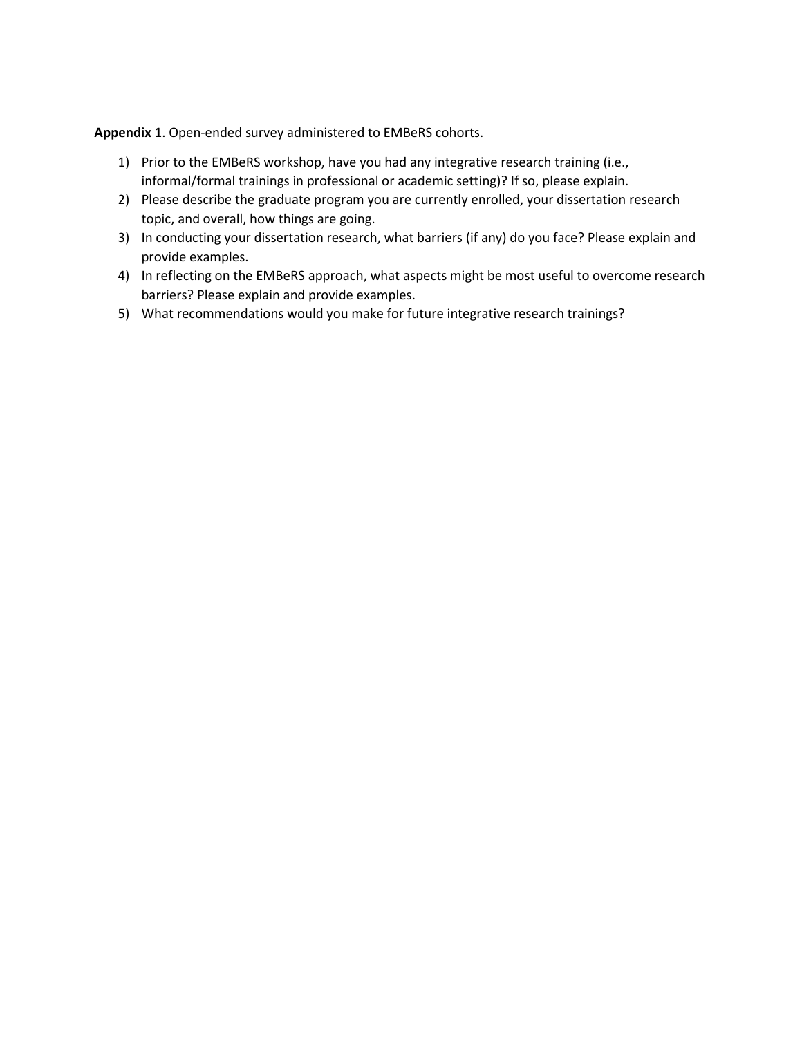**Appendix 1**. Open-ended survey administered to EMBeRS cohorts.

1) Prior to the EMBeRS workshop, have you had any integrative research training (i.e., informal/formal trainings in professional or academic setting)? If so, please explain.
2) Please describe the graduate program you are currently enrolled, your dissertation research topic, and overall, how things are going.
3) In conducting your dissertation research, what barriers (if any) do you face? Please explain and provide examples.
4) In reflecting on the EMBeRS approach, what aspects might be most useful to overcome research barriers? Please explain and provide examples.
5) What recommendations would you make for future integrative research trainings?